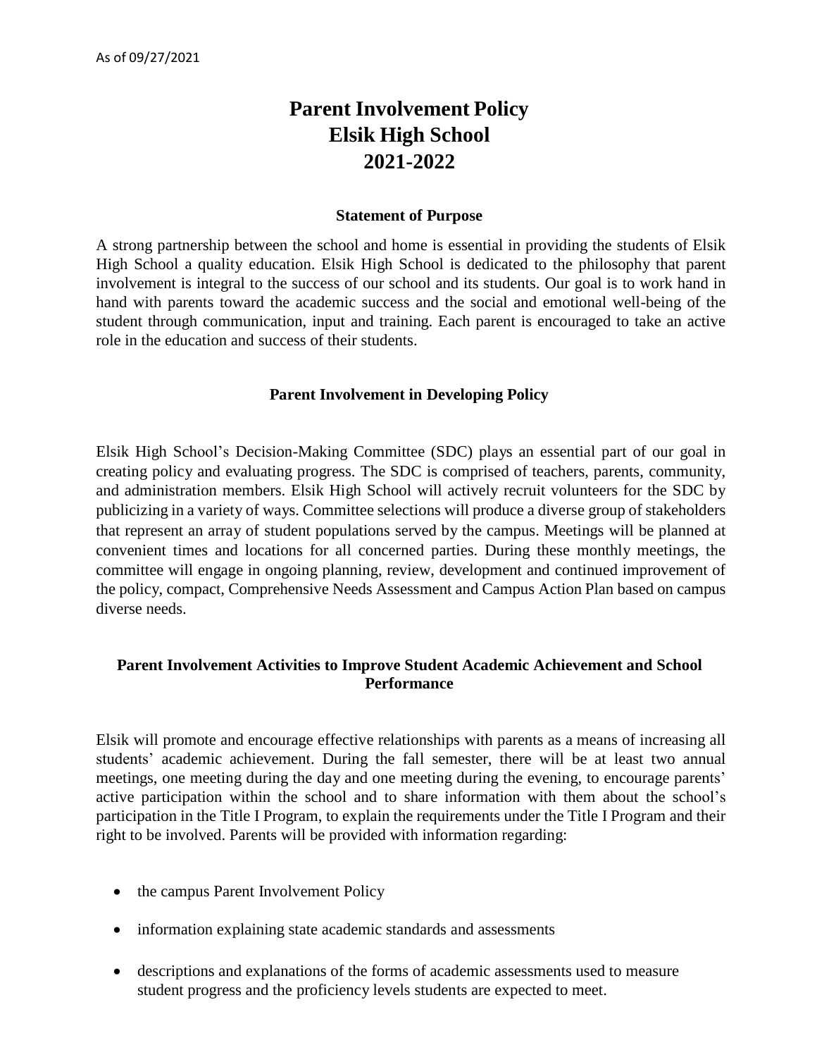As of 09/27/2021

# Parent Involvement Policy
# Elsik High School
# 2021-2022

### Statement of Purpose

A strong partnership between the school and home is essential in providing the students of Elsik High School a quality education. Elsik High School is dedicated to the philosophy that parent involvement is integral to the success of our school and its students. Our goal is to work hand in hand with parents toward the academic success and the social and emotional well-being of the student through communication, input and training. Each parent is encouraged to take an active role in the education and success of their students.

### Parent Involvement in Developing Policy

Elsik High School's Decision-Making Committee (SDC) plays an essential part of our goal in creating policy and evaluating progress. The SDC is comprised of teachers, parents, community, and administration members. Elsik High School will actively recruit volunteers for the SDC by publicizing in a variety of ways. Committee selections will produce a diverse group of stakeholders that represent an array of student populations served by the campus. Meetings will be planned at convenient times and locations for all concerned parties. During these monthly meetings, the committee will engage in ongoing planning, review, development and continued improvement of the policy, compact, Comprehensive Needs Assessment and Campus Action Plan based on campus diverse needs.

### Parent Involvement Activities to Improve Student Academic Achievement and School Performance

Elsik will promote and encourage effective relationships with parents as a means of increasing all students' academic achievement. During the fall semester, there will be at least two annual meetings, one meeting during the day and one meeting during the evening, to encourage parents' active participation within the school and to share information with them about the school's participation in the Title I Program, to explain the requirements under the Title I Program and their right to be involved. Parents will be provided with information regarding:

- the campus Parent Involvement Policy
- information explaining state academic standards and assessments
- descriptions and explanations of the forms of academic assessments used to measure student progress and the proficiency levels students are expected to meet.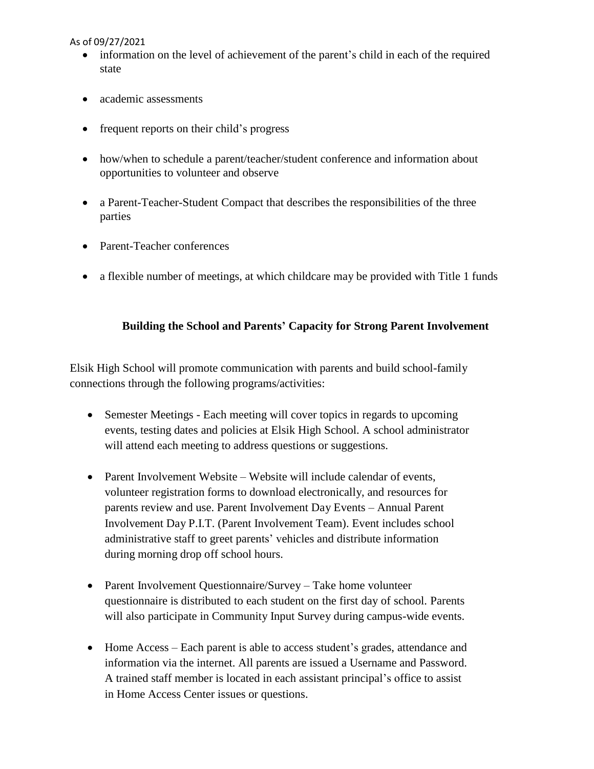- information on the level of achievement of the parent's child in each of the required state
- academic assessments
- frequent reports on their child's progress
- how/when to schedule a parent/teacher/student conference and information about opportunities to volunteer and observe
- a Parent-Teacher-Student Compact that describes the responsibilities of the three parties
- Parent-Teacher conferences
- a flexible number of meetings, at which childcare may be provided with Title 1 funds

**Building the School and Parents' Capacity for Strong Parent Involvement**

Elsik High School will promote communication with parents and build school-family connections through the following programs/activities:

- Semester Meetings - Each meeting will cover topics in regards to upcoming events, testing dates and policies at Elsik High School. A school administrator will attend each meeting to address questions or suggestions.
- Parent Involvement Website – Website will include calendar of events, volunteer registration forms to download electronically, and resources for parents review and use. Parent Involvement Day Events – Annual Parent Involvement Day P.I.T. (Parent Involvement Team). Event includes school administrative staff to greet parents' vehicles and distribute information during morning drop off school hours.
- Parent Involvement Questionnaire/Survey – Take home volunteer questionnaire is distributed to each student on the first day of school. Parents will also participate in Community Input Survey during campus-wide events.
- Home Access – Each parent is able to access student's grades, attendance and information via the internet. All parents are issued a Username and Password. A trained staff member is located in each assistant principal's office to assist in Home Access Center issues or questions.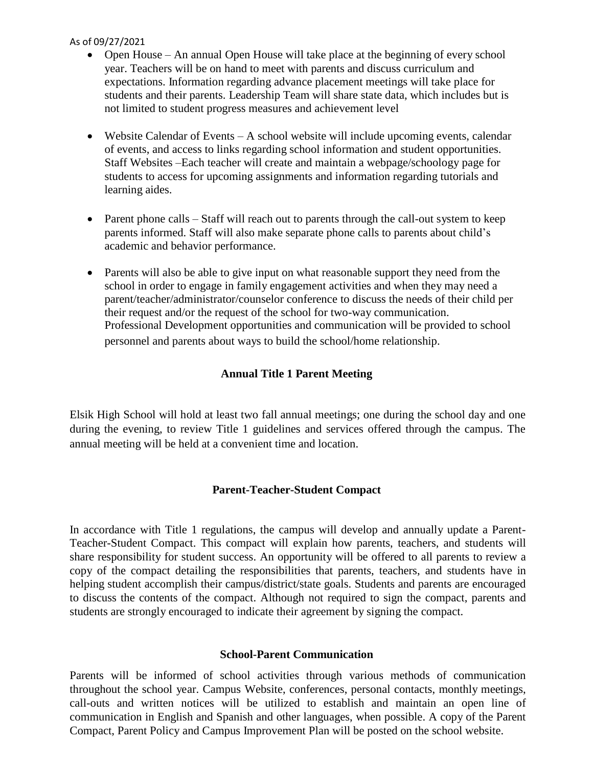As of 09/27/2021

- Open House – An annual Open House will take place at the beginning of every school year. Teachers will be on hand to meet with parents and discuss curriculum and expectations. Information regarding advance placement meetings will take place for students and their parents. Leadership Team will share state data, which includes but is not limited to student progress measures and achievement level

- Website Calendar of Events – A school website will include upcoming events, calendar of events, and access to links regarding school information and student opportunities. Staff Websites –Each teacher will create and maintain a webpage/schoology page for students to access for upcoming assignments and information regarding tutorials and learning aides.

- Parent phone calls – Staff will reach out to parents through the call-out system to keep parents informed. Staff will also make separate phone calls to parents about child's academic and behavior performance.

- Parents will also be able to give input on what reasonable support they need from the school in order to engage in family engagement activities and when they may need a parent/teacher/administrator/counselor conference to discuss the needs of their child per their request and/or the request of the school for two-way communication. Professional Development opportunities and communication will be provided to school personnel and parents about ways to build the school/home relationship.

## Annual Title 1 Parent Meeting

Elsik High School will hold at least two fall annual meetings; one during the school day and one during the evening, to review Title 1 guidelines and services offered through the campus. The annual meeting will be held at a convenient time and location.

## Parent-Teacher-Student Compact

In accordance with Title 1 regulations, the campus will develop and annually update a Parent-Teacher-Student Compact. This compact will explain how parents, teachers, and students will share responsibility for student success. An opportunity will be offered to all parents to review a copy of the compact detailing the responsibilities that parents, teachers, and students have in helping student accomplish their campus/district/state goals. Students and parents are encouraged to discuss the contents of the compact. Although not required to sign the compact, parents and students are strongly encouraged to indicate their agreement by signing the compact.

## School-Parent Communication

Parents will be informed of school activities through various methods of communication throughout the school year. Campus Website, conferences, personal contacts, monthly meetings, call-outs and written notices will be utilized to establish and maintain an open line of communication in English and Spanish and other languages, when possible. A copy of the Parent Compact, Parent Policy and Campus Improvement Plan will be posted on the school website.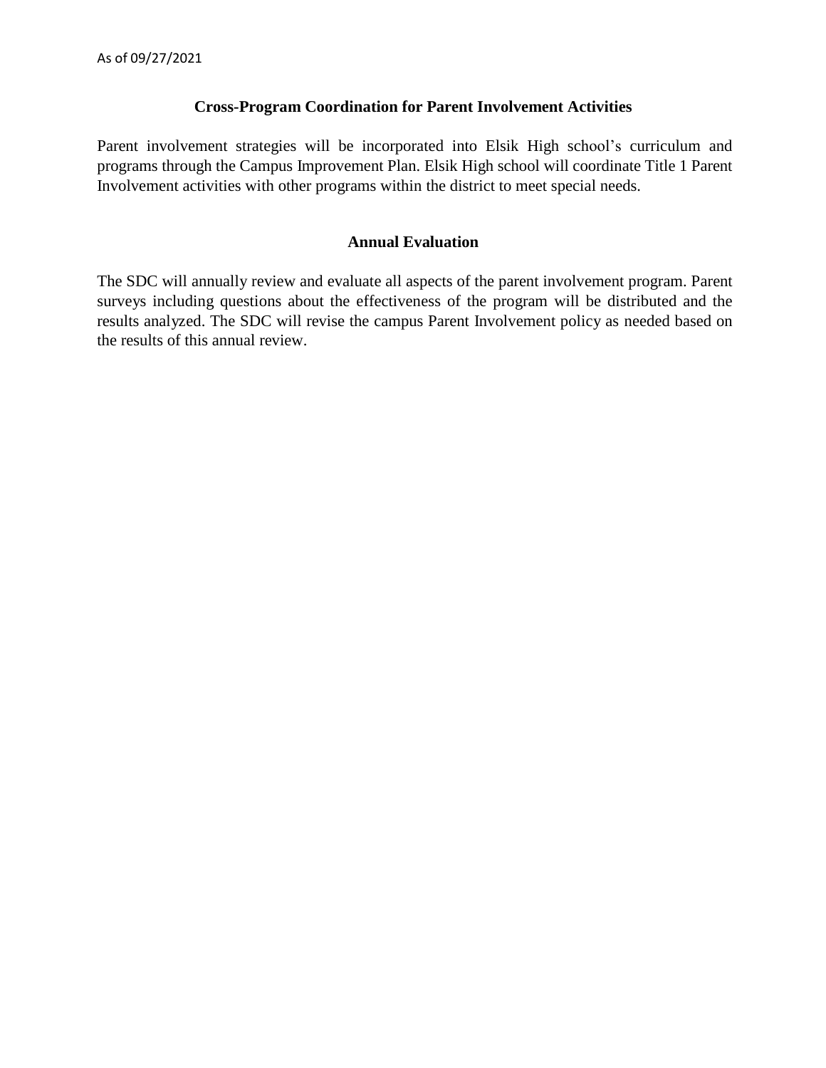As of 09/27/2021

## Cross-Program Coordination for Parent Involvement Activities

Parent involvement strategies will be incorporated into Elsik High school's curriculum and programs through the Campus Improvement Plan. Elsik High school will coordinate Title 1 Parent Involvement activities with other programs within the district to meet special needs.

## Annual Evaluation

The SDC will annually review and evaluate all aspects of the parent involvement program. Parent surveys including questions about the effectiveness of the program will be distributed and the results analyzed. The SDC will revise the campus Parent Involvement policy as needed based on the results of this annual review.